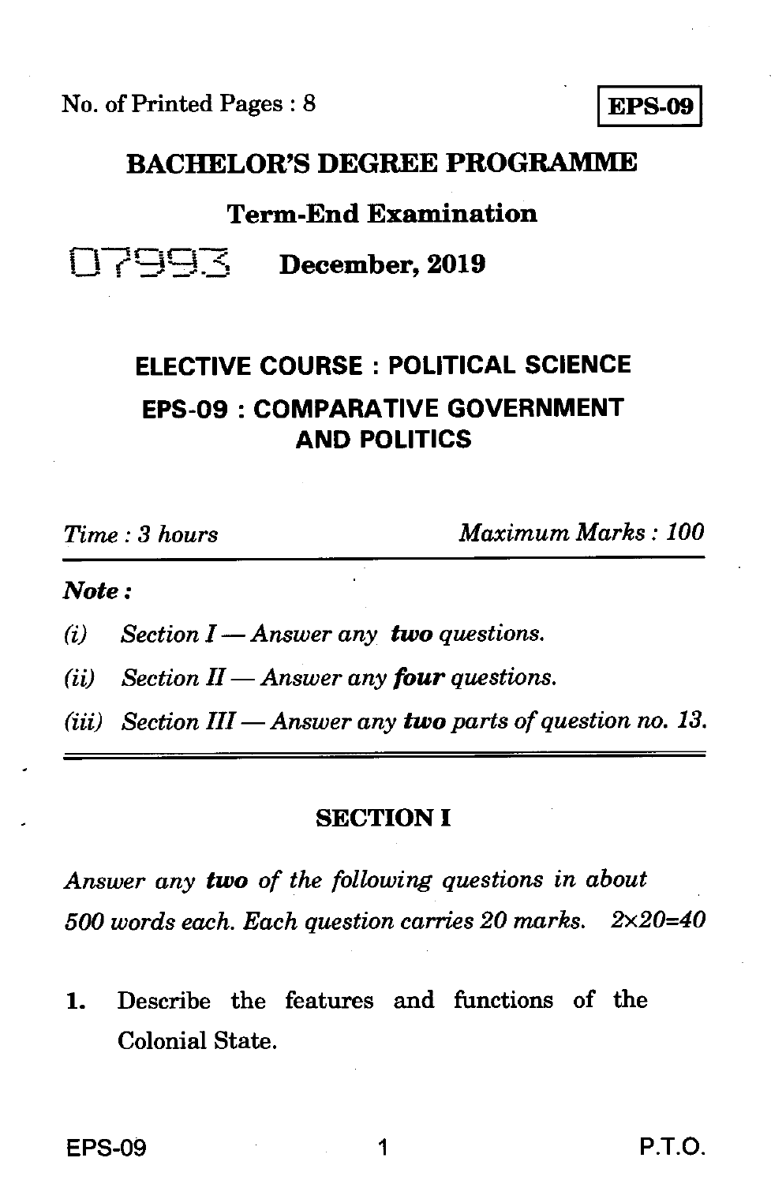No. of Printed Pages : 8

**EPS-09**

# BACHELOR'S DEGREE PROGRAMME

## Term-End Examination

07993 **December, 2019**

## ELECTIVE COURSE : POLITICAL SCIENCE

## EPS-09 : COMPARATIVE GOVERNMENT AND POLITICS

*Time : 3 hours* *Maximum Marks : 100*

***Note :***

*(i) Section I — Answer any* ***two*** *questions.*

*(ii) Section II — Answer any* ***four*** *questions.*

*(iii) Section III — Answer any* ***two*** *parts of question no. 13.*

---

## SECTION I

*Answer any* ***two*** *of the following questions in about 500 words each. Each question carries 20 marks.* $2 \times 20 = 40$

**1.** Describe the features and functions of the Colonial State.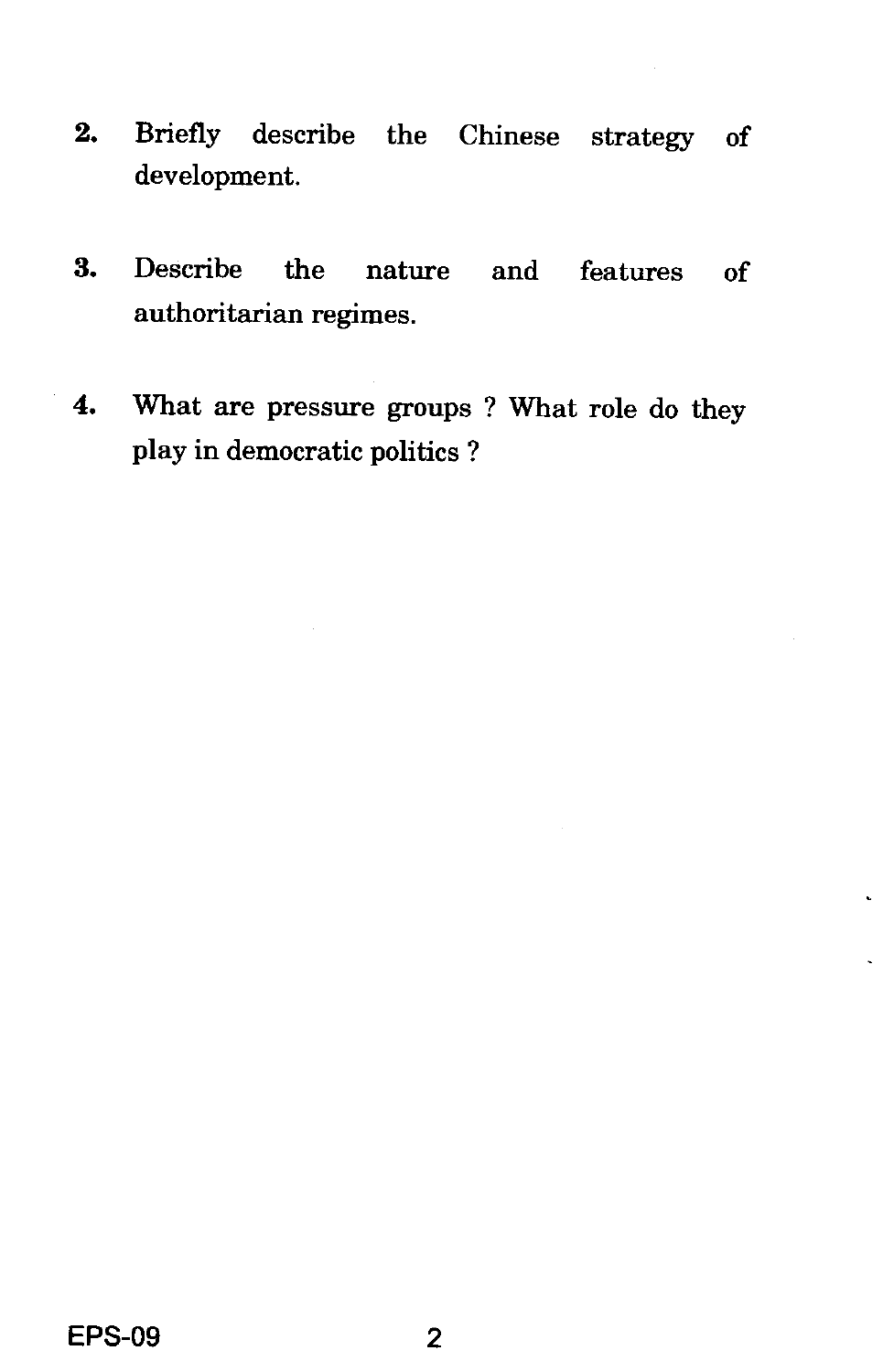2. Briefly describe the Chinese strategy of development.

3. Describe the nature and features of authoritarian regimes.

4. What are pressure groups ? What role do they play in democratic politics ?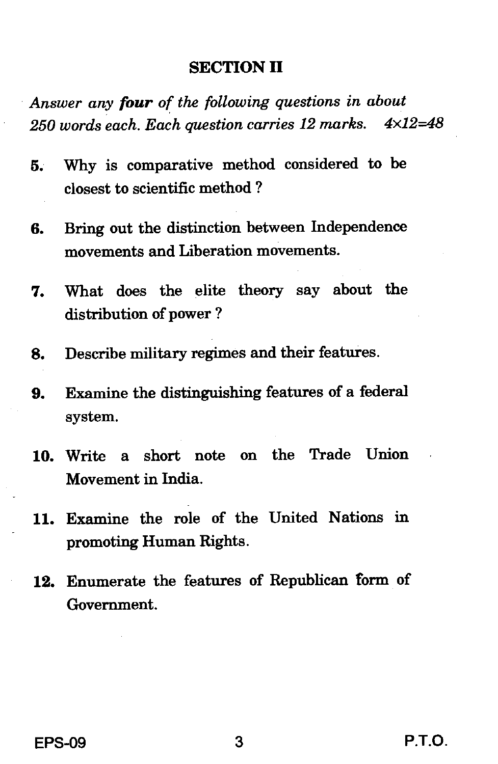## SECTION II

*Answer any **four** of the following questions in about 250 words each. Each question carries 12 marks.* $4 \times 12 = 48$

5. Why is comparative method considered to be closest to scientific method ?

6. Bring out the distinction between Independence movements and Liberation movements.

7. What does the elite theory say about the distribution of power ?

8. Describe military regimes and their features.

9. Examine the distinguishing features of a federal system.

10. Write a short note on the Trade Union Movement in India.

11. Examine the role of the United Nations in promoting Human Rights.

12. Enumerate the features of Republican form of Government.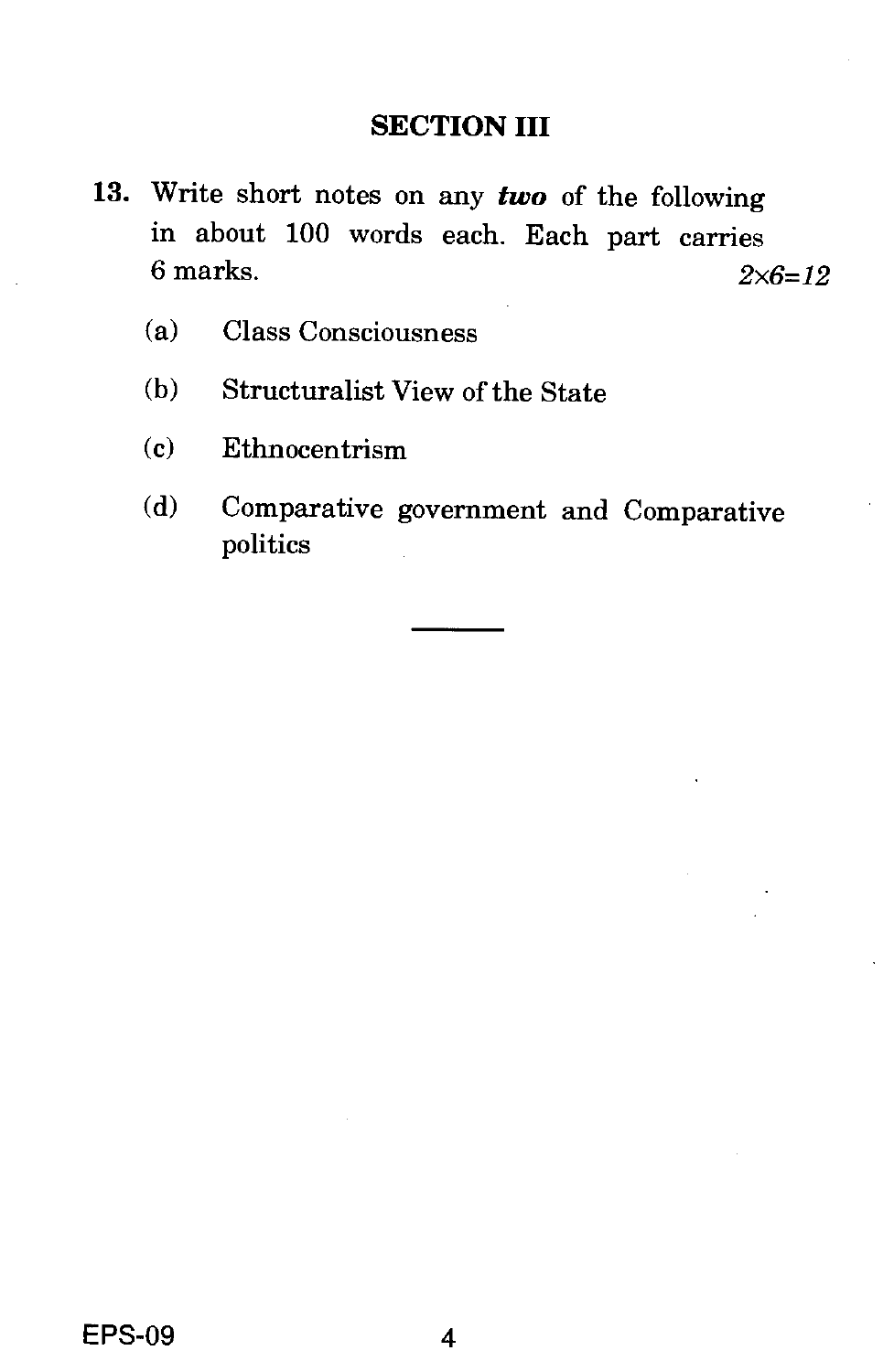## SECTION III

**13.** Write short notes on any ***two*** of the following in about 100 words each. Each part carries 6 marks. *2×6=12*

(a) Class Consciousness

(b) Structuralist View of the State

(c) Ethnocentrism

(d) Comparative government and Comparative politics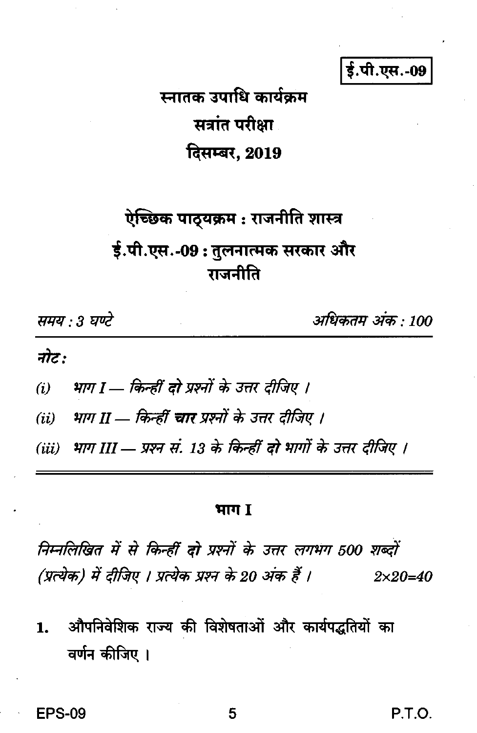ई.पी.एस.-09

# स्नातक उपाधि कार्यक्रम

## सत्रांत परीक्षा

## दिसम्बर, 2019

## ऐच्छिक पाठ्यक्रम : राजनीति शास्त्र

## ई.पी.एस.-09 : तुलनात्मक सरकार और राजनीति

*समय : 3 घण्टे* | *अधिकतम अंक : 100*

***नोट :***

*(i) भाग I — किन्हीं **दो** प्रश्नों के उत्तर दीजिए ।*

*(ii) भाग II — किन्हीं **चार** प्रश्नों के उत्तर दीजिए ।*

*(iii) भाग III — प्रश्न सं. 13 के किन्हीं **दो** भागों के उत्तर दीजिए ।*

---

### भाग I

*निम्नलिखित में से किन्हीं **दो** प्रश्नों के उत्तर लगभग 500 शब्दों (प्रत्येक) में दीजिए । प्रत्येक प्रश्न के 20 अंक हैं ।* $2 \times 20 = 40$

1. औपनिवेशिक राज्य की विशेषताओं और कार्यपद्धतियों का वर्णन कीजिए ।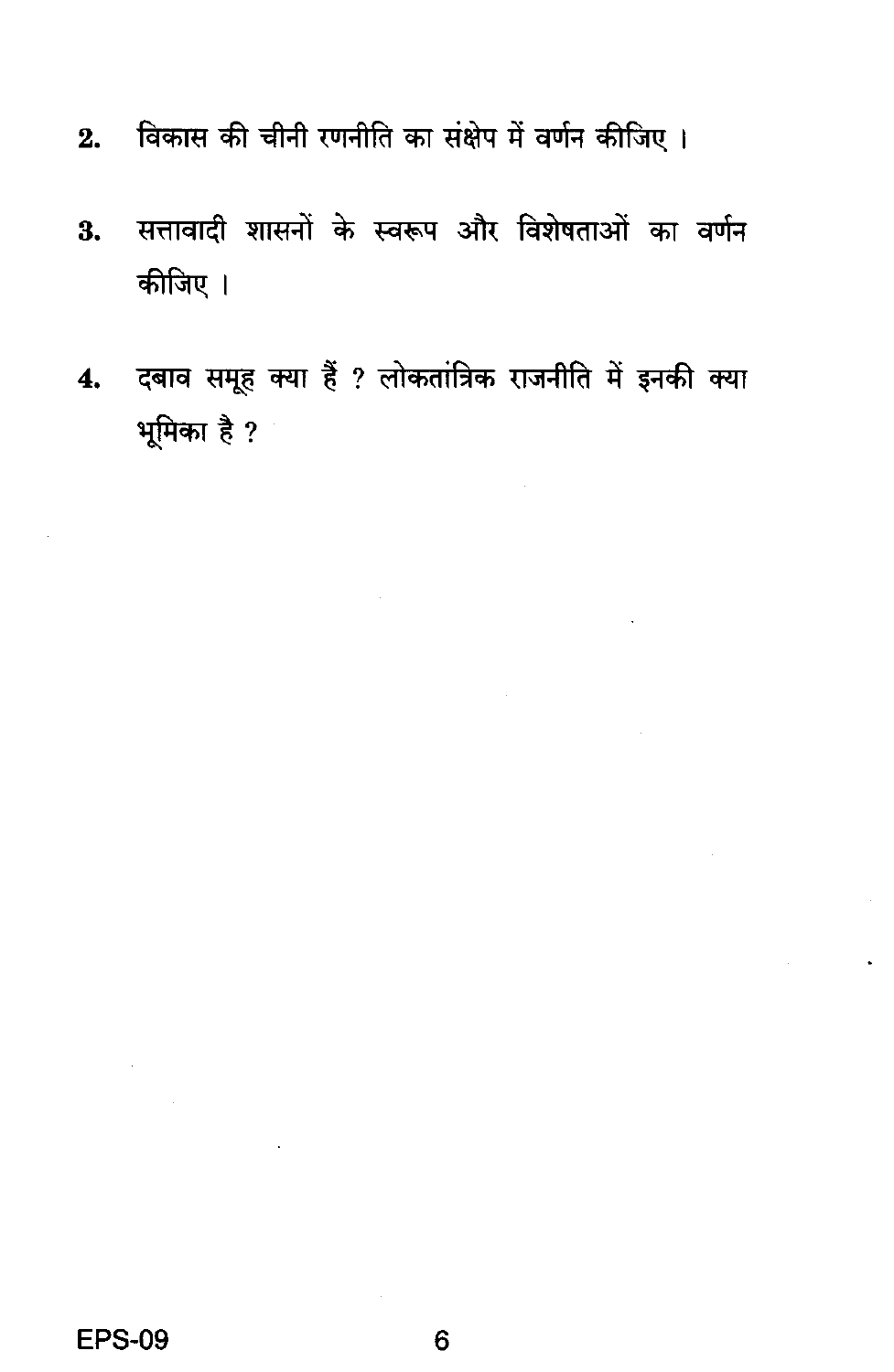2. विकास की चीनी रणनीति का संक्षेप में वर्णन कीजिए ।

3. सत्तावादी शासनों के स्वरूप और विशेषताओं का वर्णन कीजिए ।

4. दबाव समूह क्या हैं ? लोकतांत्रिक राजनीति में इनकी क्या भूमिका है ?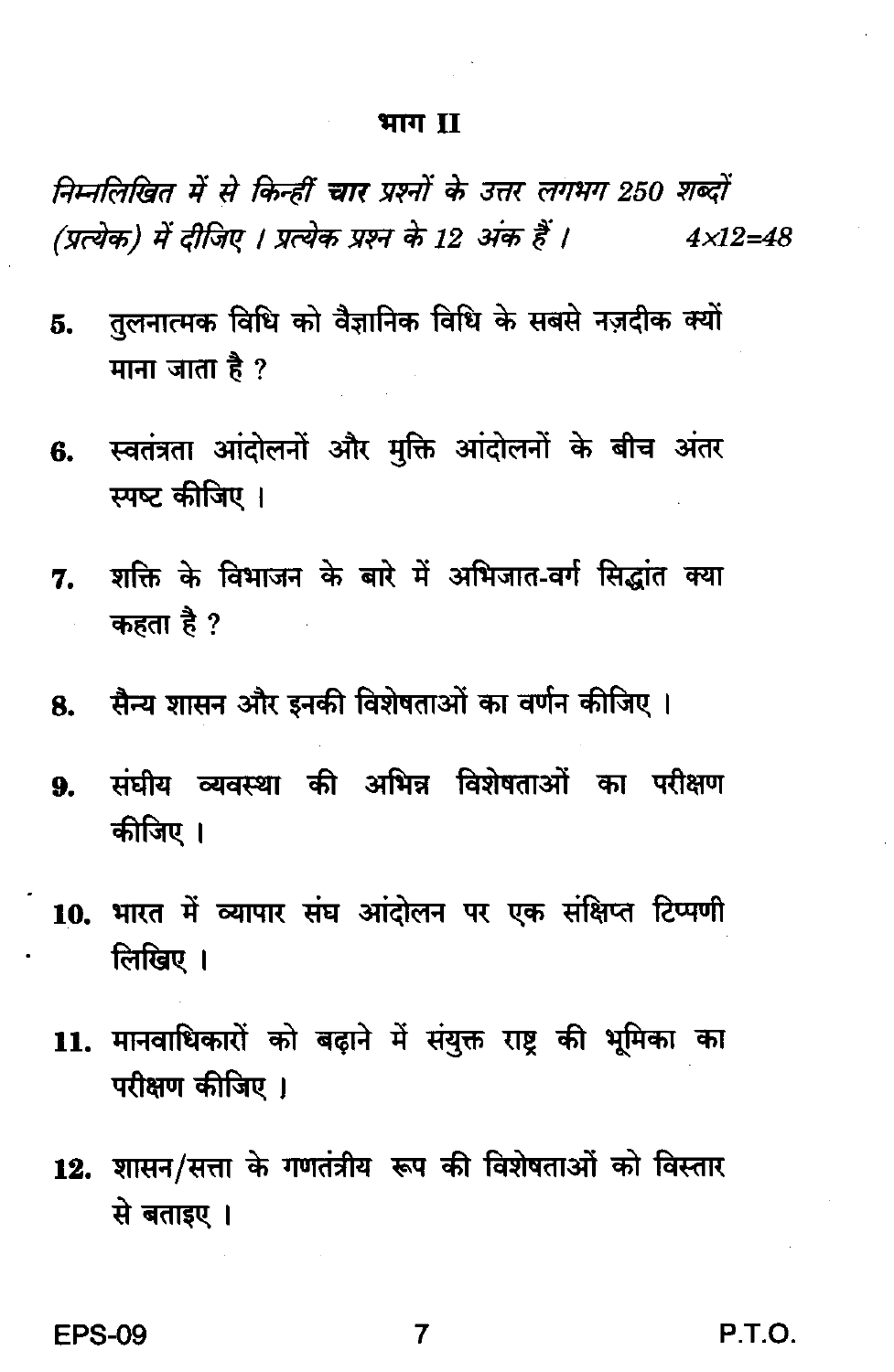## भाग II

*निम्नलिखित में से किन्हीं* **चार** *प्रश्नों के उत्तर लगभग 250 शब्दों (प्रत्येक) में दीजिए । प्रत्येक प्रश्न के 12 अंक हैं ।* *4×12=48*

5. तुलनात्मक विधि को वैज्ञानिक विधि के सबसे नज़दीक क्यों माना जाता है ?

6. स्वतंत्रता आंदोलनों और मुक्ति आंदोलनों के बीच अंतर स्पष्ट कीजिए ।

7. शक्ति के विभाजन के बारे में अभिजात-वर्ग सिद्धांत क्या कहता है ?

8. सैन्य शासन और इनकी विशेषताओं का वर्णन कीजिए ।

9. संघीय व्यवस्था की अभिन्न विशेषताओं का परीक्षण कीजिए ।

10. भारत में व्यापार संघ आंदोलन पर एक संक्षिप्त टिप्पणी लिखिए ।

11. मानवाधिकारों को बढ़ाने में संयुक्त राष्ट्र की भूमिका का परीक्षण कीजिए ।

12. शासन/सत्ता के गणतंत्रीय रूप की विशेषताओं को विस्तार से बताइए ।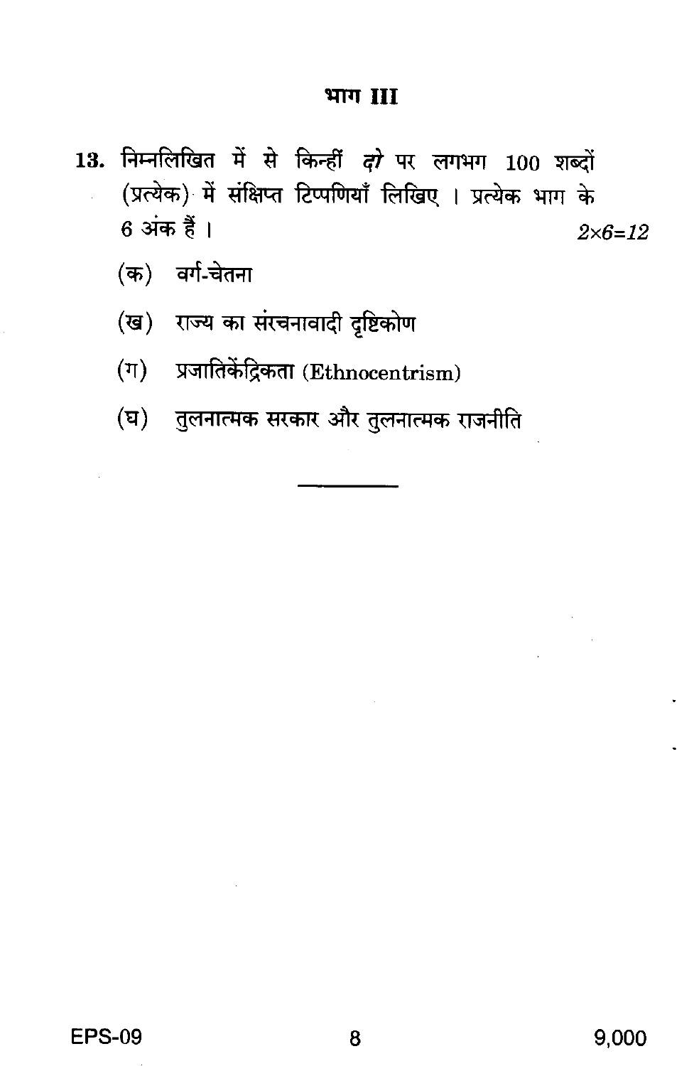## भाग III

**13.** निम्नलिखित में से किन्हीं *दो* पर लगभग 100 शब्दों (प्रत्येक) में संक्षिप्त टिप्पणियाँ लिखिए । प्रत्येक भाग के 6 अंक हैं । *2×6=12*

(क) वर्ग-चेतना

(ख) राज्य का संरचनावादी दृष्टिकोण

(ग) प्रजातिकेंद्रिकता (Ethnocentrism)

(घ) तुलनात्मक सरकार और तुलनात्मक राजनीति